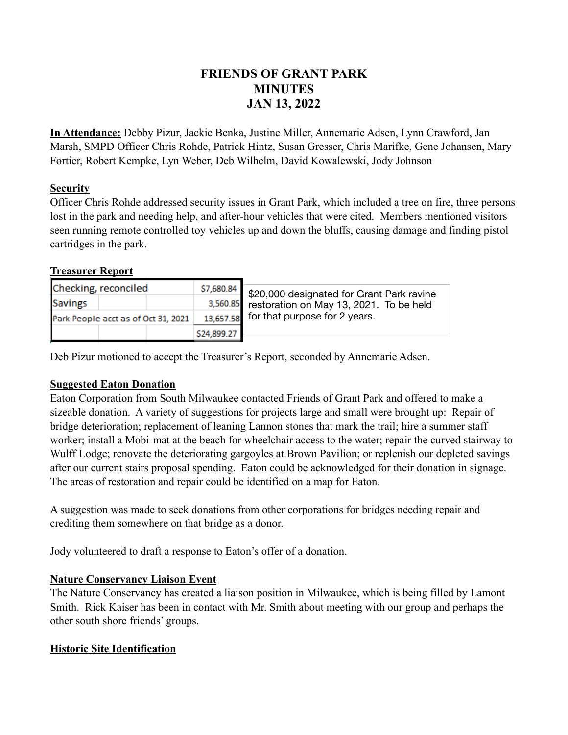# FRIENDS OF GRANT PARK
# MINUTES
# JAN 13, 2022

**In Attendance:** Debby Pizur, Jackie Benka, Justine Miller, Annemarie Adsen, Lynn Crawford, Jan Marsh, SMPD Officer Chris Rohde, Patrick Hintz, Susan Gresser, Chris Marifke, Gene Johansen, Mary Fortier, Robert Kempke, Lyn Weber, Deb Wilhelm, David Kowalewski, Jody Johnson

## Security

Officer Chris Rohde addressed security issues in Grant Park, which included a tree on fire, three persons lost in the park and needing help, and after-hour vehicles that were cited. Members mentioned visitors seen running remote controlled toy vehicles up and down the bluffs, causing damage and finding pistol cartridges in the park.

## Treasurer Report

| | |
|---|---|
| Checking, reconciled | $7,680.84 |
| Savings | 3,560.85 |
| Park People acct as of Oct 31, 2021 | 13,657.58 |
| | $24,899.27 |

$20,000 designated for Grant Park ravine restoration on May 13, 2021. To be held for that purpose for 2 years.

Deb Pizur motioned to accept the Treasurer's Report, seconded by Annemarie Adsen.

## Suggested Eaton Donation

Eaton Corporation from South Milwaukee contacted Friends of Grant Park and offered to make a sizeable donation. A variety of suggestions for projects large and small were brought up: Repair of bridge deterioration; replacement of leaning Lannon stones that mark the trail; hire a summer staff worker; install a Mobi-mat at the beach for wheelchair access to the water; repair the curved stairway to Wulff Lodge; renovate the deteriorating gargoyles at Brown Pavilion; or replenish our depleted savings after our current stairs proposal spending. Eaton could be acknowledged for their donation in signage. The areas of restoration and repair could be identified on a map for Eaton.

A suggestion was made to seek donations from other corporations for bridges needing repair and crediting them somewhere on that bridge as a donor.

Jody volunteered to draft a response to Eaton's offer of a donation.

## Nature Conservancy Liaison Event

The Nature Conservancy has created a liaison position in Milwaukee, which is being filled by Lamont Smith. Rick Kaiser has been in contact with Mr. Smith about meeting with our group and perhaps the other south shore friends' groups.

## Historic Site Identification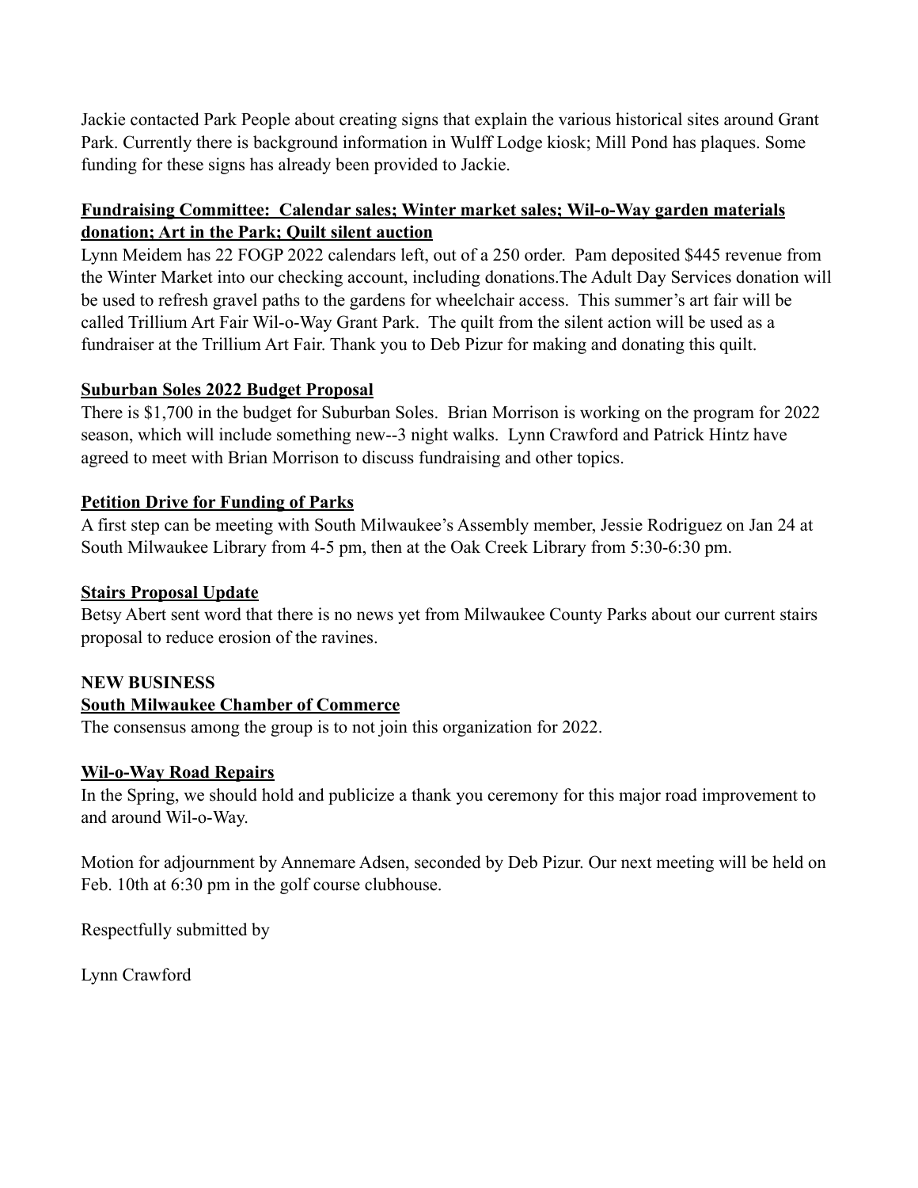Jackie contacted Park People about creating signs that explain the various historical sites around Grant Park. Currently there is background information in Wulff Lodge kiosk; Mill Pond has plaques. Some funding for these signs has already been provided to Jackie.

**Fundraising Committee: Calendar sales; Winter market sales; Wil-o-Way garden materials donation; Art in the Park; Quilt silent auction**

Lynn Meidem has 22 FOGP 2022 calendars left, out of a 250 order. Pam deposited $445 revenue from the Winter Market into our checking account, including donations.The Adult Day Services donation will be used to refresh gravel paths to the gardens for wheelchair access. This summer's art fair will be called Trillium Art Fair Wil-o-Way Grant Park. The quilt from the silent action will be used as a fundraiser at the Trillium Art Fair. Thank you to Deb Pizur for making and donating this quilt.

**Suburban Soles 2022 Budget Proposal**

There is $1,700 in the budget for Suburban Soles. Brian Morrison is working on the program for 2022 season, which will include something new--3 night walks. Lynn Crawford and Patrick Hintz have agreed to meet with Brian Morrison to discuss fundraising and other topics.

**Petition Drive for Funding of Parks**

A first step can be meeting with South Milwaukee's Assembly member, Jessie Rodriguez on Jan 24 at South Milwaukee Library from 4-5 pm, then at the Oak Creek Library from 5:30-6:30 pm.

**Stairs Proposal Update**

Betsy Abert sent word that there is no news yet from Milwaukee County Parks about our current stairs proposal to reduce erosion of the ravines.

**NEW BUSINESS**

**South Milwaukee Chamber of Commerce**

The consensus among the group is to not join this organization for 2022.

**Wil-o-Way Road Repairs**

In the Spring, we should hold and publicize a thank you ceremony for this major road improvement to and around Wil-o-Way.

Motion for adjournment by Annemare Adsen, seconded by Deb Pizur. Our next meeting will be held on Feb. 10th at 6:30 pm in the golf course clubhouse.

Respectfully submitted by

Lynn Crawford